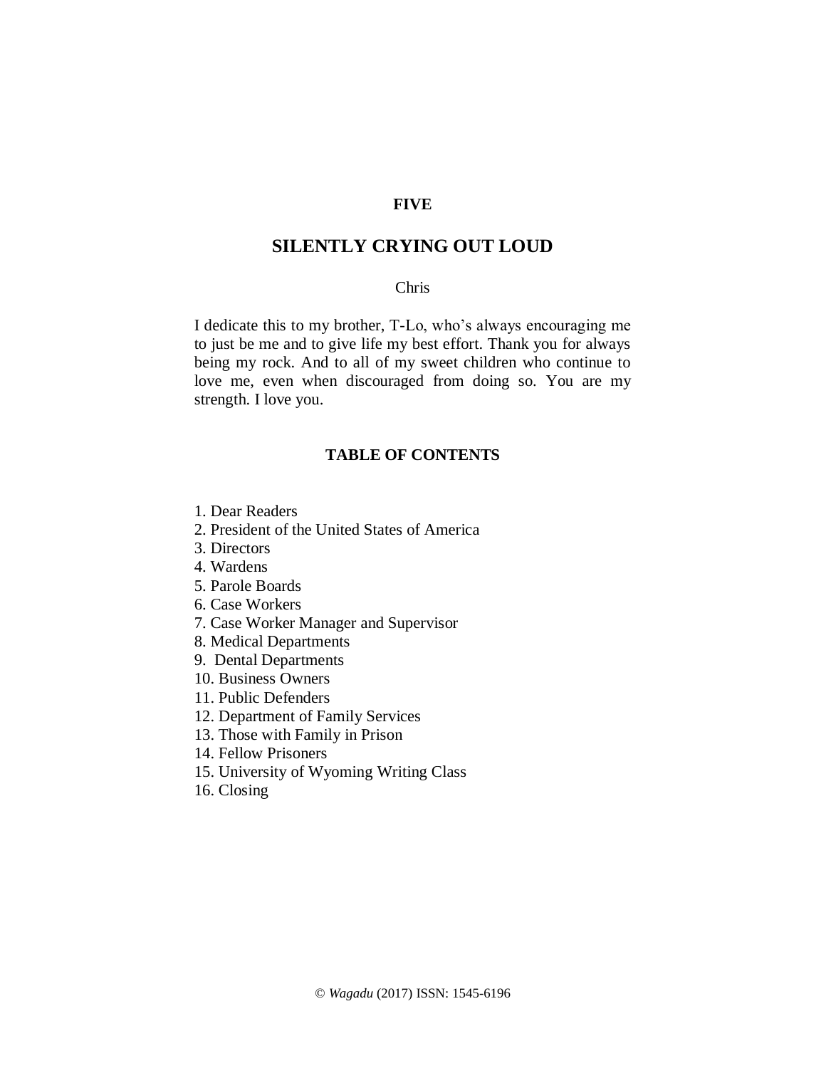**FIVE**

# SILENTLY CRYING OUT LOUD

Chris

I dedicate this to my brother, T-Lo, who's always encouraging me to just be me and to give life my best effort. Thank you for always being my rock. And to all of my sweet children who continue to love me, even when discouraged from doing so. You are my strength. I love you.

## TABLE OF CONTENTS

1. Dear Readers
2. President of the United States of America
3. Directors
4. Wardens
5. Parole Boards
6. Case Workers
7. Case Worker Manager and Supervisor
8. Medical Departments
9. Dental Departments
10. Business Owners
11. Public Defenders
12. Department of Family Services
13. Those with Family in Prison
14. Fellow Prisoners
15. University of Wyoming Writing Class
16. Closing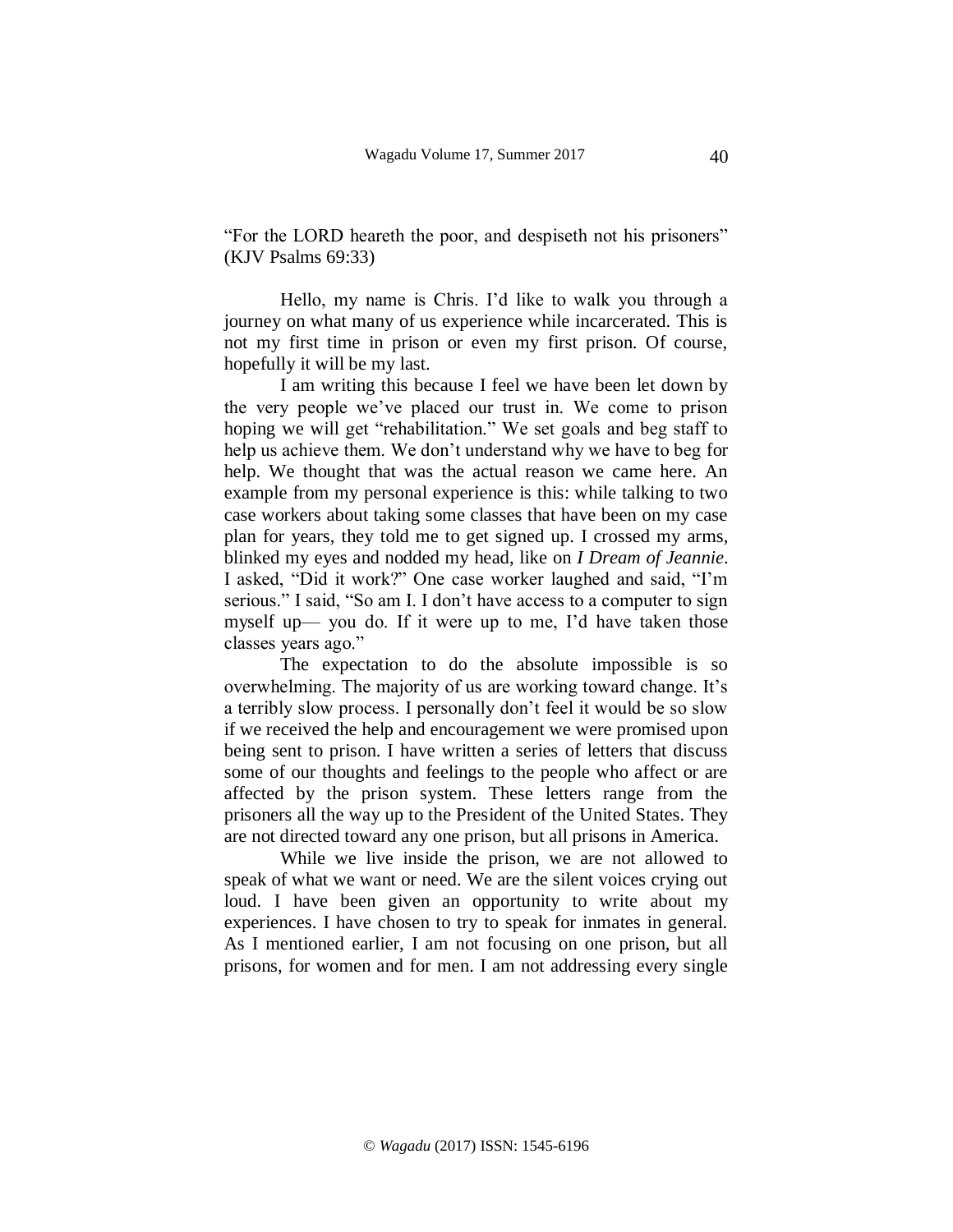"For the LORD heareth the poor, and despiseth not his prisoners" (KJV Psalms 69:33)

Hello, my name is Chris. I'd like to walk you through a journey on what many of us experience while incarcerated. This is not my first time in prison or even my first prison. Of course, hopefully it will be my last.

I am writing this because I feel we have been let down by the very people we've placed our trust in. We come to prison hoping we will get "rehabilitation." We set goals and beg staff to help us achieve them. We don't understand why we have to beg for help. We thought that was the actual reason we came here. An example from my personal experience is this: while talking to two case workers about taking some classes that have been on my case plan for years, they told me to get signed up. I crossed my arms, blinked my eyes and nodded my head, like on *I Dream of Jeannie*. I asked, "Did it work?" One case worker laughed and said, "I'm serious." I said, "So am I. I don't have access to a computer to sign myself up— you do. If it were up to me, I'd have taken those classes years ago."

The expectation to do the absolute impossible is so overwhelming. The majority of us are working toward change. It's a terribly slow process. I personally don't feel it would be so slow if we received the help and encouragement we were promised upon being sent to prison. I have written a series of letters that discuss some of our thoughts and feelings to the people who affect or are affected by the prison system. These letters range from the prisoners all the way up to the President of the United States. They are not directed toward any one prison, but all prisons in America.

While we live inside the prison, we are not allowed to speak of what we want or need. We are the silent voices crying out loud. I have been given an opportunity to write about my experiences. I have chosen to try to speak for inmates in general. As I mentioned earlier, I am not focusing on one prison, but all prisons, for women and for men. I am not addressing every single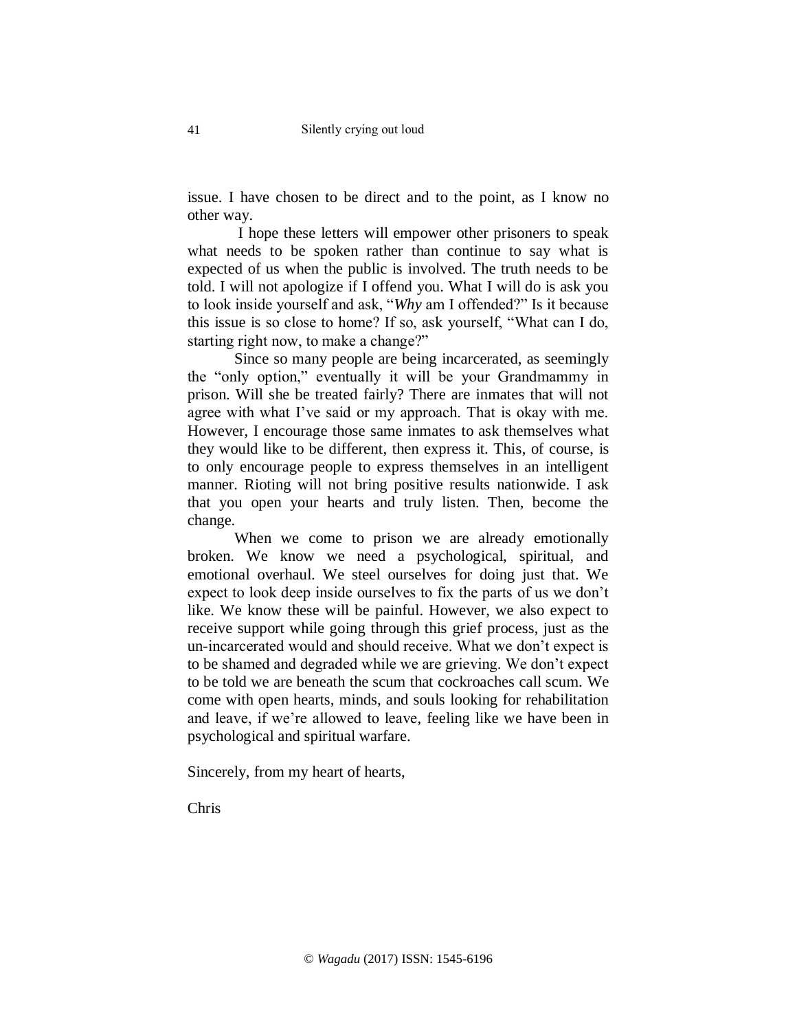issue. I have chosen to be direct and to the point, as I know no other way.

I hope these letters will empower other prisoners to speak what needs to be spoken rather than continue to say what is expected of us when the public is involved. The truth needs to be told. I will not apologize if I offend you. What I will do is ask you to look inside yourself and ask, "*Why* am I offended?" Is it because this issue is so close to home? If so, ask yourself, "What can I do, starting right now, to make a change?"

Since so many people are being incarcerated, as seemingly the "only option," eventually it will be your Grandmammy in prison. Will she be treated fairly? There are inmates that will not agree with what I've said or my approach. That is okay with me. However, I encourage those same inmates to ask themselves what they would like to be different, then express it. This, of course, is to only encourage people to express themselves in an intelligent manner. Rioting will not bring positive results nationwide. I ask that you open your hearts and truly listen. Then, become the change.

When we come to prison we are already emotionally broken. We know we need a psychological, spiritual, and emotional overhaul. We steel ourselves for doing just that. We expect to look deep inside ourselves to fix the parts of us we don't like. We know these will be painful. However, we also expect to receive support while going through this grief process, just as the un-incarcerated would and should receive. What we don't expect is to be shamed and degraded while we are grieving. We don't expect to be told we are beneath the scum that cockroaches call scum. We come with open hearts, minds, and souls looking for rehabilitation and leave, if we're allowed to leave, feeling like we have been in psychological and spiritual warfare.

Sincerely, from my heart of hearts,

Chris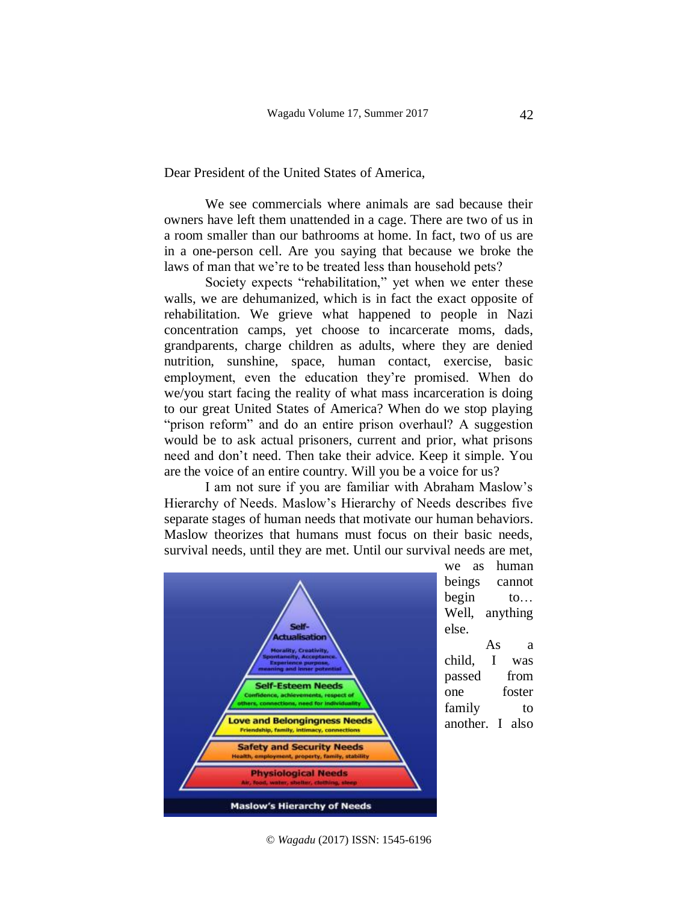Dear President of the United States of America,

We see commercials where animals are sad because their owners have left them unattended in a cage. There are two of us in a room smaller than our bathrooms at home. In fact, two of us are in a one-person cell. Are you saying that because we broke the laws of man that we're to be treated less than household pets?

Society expects "rehabilitation," yet when we enter these walls, we are dehumanized, which is in fact the exact opposite of rehabilitation. We grieve what happened to people in Nazi concentration camps, yet choose to incarcerate moms, dads, grandparents, charge children as adults, where they are denied nutrition, sunshine, space, human contact, exercise, basic employment, even the education they're promised. When do we/you start facing the reality of what mass incarceration is doing to our great United States of America? When do we stop playing "prison reform" and do an entire prison overhaul? A suggestion would be to ask actual prisoners, current and prior, what prisons need and don't need. Then take their advice. Keep it simple. You are the voice of an entire country. Will you be a voice for us?

I am not sure if you are familiar with Abraham Maslow's Hierarchy of Needs. Maslow's Hierarchy of Needs describes five separate stages of human needs that motivate our human behaviors. Maslow theorizes that humans must focus on their basic needs, survival needs, until they are met. Until our survival needs are met, we as human beings cannot begin to… Well, anything else.

As a child, I was passed from one foster family to another. I also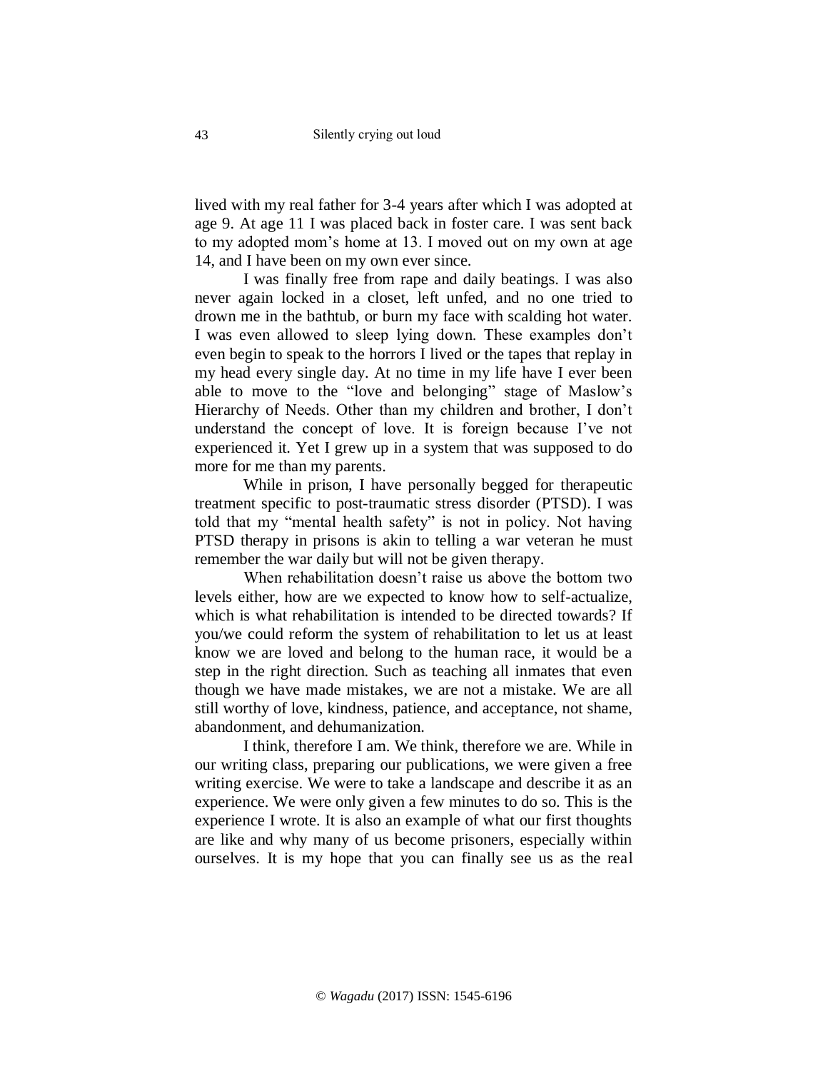lived with my real father for 3-4 years after which I was adopted at age 9. At age 11 I was placed back in foster care. I was sent back to my adopted mom's home at 13. I moved out on my own at age 14, and I have been on my own ever since.

I was finally free from rape and daily beatings. I was also never again locked in a closet, left unfed, and no one tried to drown me in the bathtub, or burn my face with scalding hot water. I was even allowed to sleep lying down. These examples don't even begin to speak to the horrors I lived or the tapes that replay in my head every single day. At no time in my life have I ever been able to move to the "love and belonging" stage of Maslow's Hierarchy of Needs. Other than my children and brother, I don't understand the concept of love. It is foreign because I've not experienced it. Yet I grew up in a system that was supposed to do more for me than my parents.

While in prison, I have personally begged for therapeutic treatment specific to post-traumatic stress disorder (PTSD). I was told that my "mental health safety" is not in policy. Not having PTSD therapy in prisons is akin to telling a war veteran he must remember the war daily but will not be given therapy.

When rehabilitation doesn't raise us above the bottom two levels either, how are we expected to know how to self-actualize, which is what rehabilitation is intended to be directed towards? If you/we could reform the system of rehabilitation to let us at least know we are loved and belong to the human race, it would be a step in the right direction. Such as teaching all inmates that even though we have made mistakes, we are not a mistake. We are all still worthy of love, kindness, patience, and acceptance, not shame, abandonment, and dehumanization.

I think, therefore I am. We think, therefore we are. While in our writing class, preparing our publications, we were given a free writing exercise. We were to take a landscape and describe it as an experience. We were only given a few minutes to do so. This is the experience I wrote. It is also an example of what our first thoughts are like and why many of us become prisoners, especially within ourselves. It is my hope that you can finally see us as the real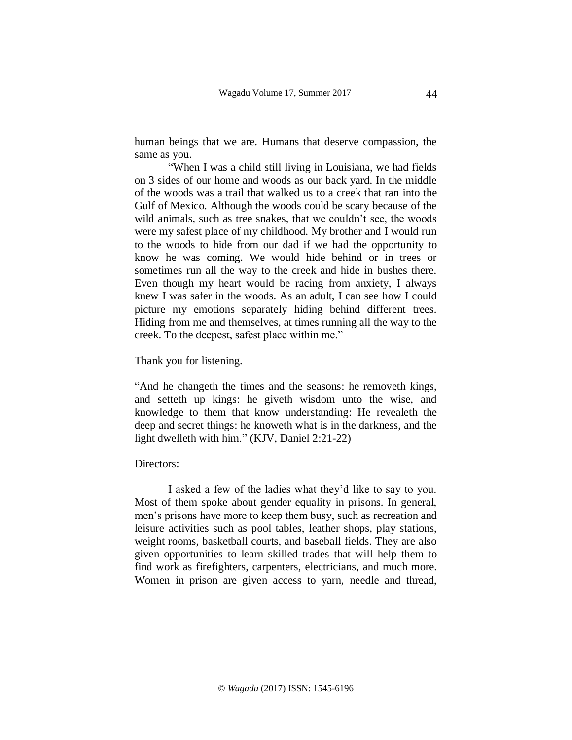human beings that we are. Humans that deserve compassion, the same as you.

"When I was a child still living in Louisiana, we had fields on 3 sides of our home and woods as our back yard. In the middle of the woods was a trail that walked us to a creek that ran into the Gulf of Mexico. Although the woods could be scary because of the wild animals, such as tree snakes, that we couldn't see, the woods were my safest place of my childhood. My brother and I would run to the woods to hide from our dad if we had the opportunity to know he was coming. We would hide behind or in trees or sometimes run all the way to the creek and hide in bushes there. Even though my heart would be racing from anxiety, I always knew I was safer in the woods. As an adult, I can see how I could picture my emotions separately hiding behind different trees. Hiding from me and themselves, at times running all the way to the creek. To the deepest, safest place within me."

Thank you for listening.

"And he changeth the times and the seasons: he removeth kings, and setteth up kings: he giveth wisdom unto the wise, and knowledge to them that know understanding: He revealeth the deep and secret things: he knoweth what is in the darkness, and the light dwelleth with him." (KJV, Daniel 2:21-22)

Directors:

I asked a few of the ladies what they'd like to say to you. Most of them spoke about gender equality in prisons. In general, men's prisons have more to keep them busy, such as recreation and leisure activities such as pool tables, leather shops, play stations, weight rooms, basketball courts, and baseball fields. They are also given opportunities to learn skilled trades that will help them to find work as firefighters, carpenters, electricians, and much more. Women in prison are given access to yarn, needle and thread,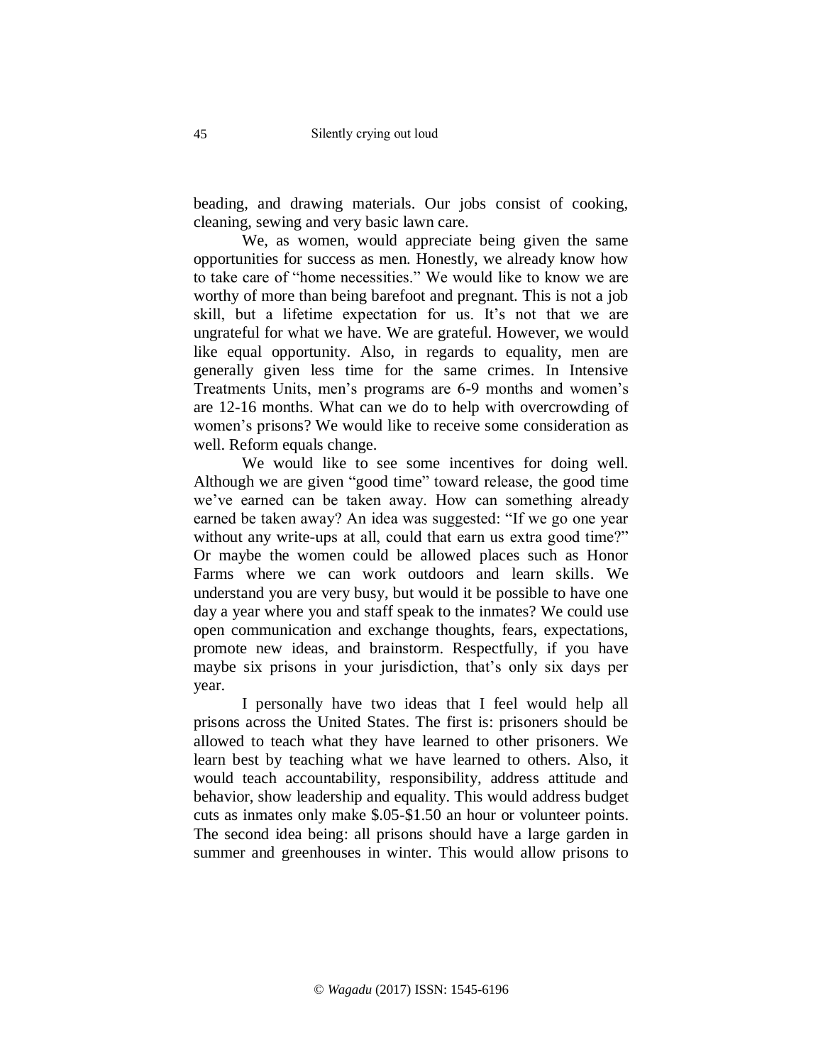beading, and drawing materials. Our jobs consist of cooking, cleaning, sewing and very basic lawn care.

We, as women, would appreciate being given the same opportunities for success as men. Honestly, we already know how to take care of "home necessities." We would like to know we are worthy of more than being barefoot and pregnant. This is not a job skill, but a lifetime expectation for us. It's not that we are ungrateful for what we have. We are grateful. However, we would like equal opportunity. Also, in regards to equality, men are generally given less time for the same crimes. In Intensive Treatments Units, men's programs are 6-9 months and women's are 12-16 months. What can we do to help with overcrowding of women's prisons? We would like to receive some consideration as well. Reform equals change.

We would like to see some incentives for doing well. Although we are given "good time" toward release, the good time we've earned can be taken away. How can something already earned be taken away? An idea was suggested: "If we go one year without any write-ups at all, could that earn us extra good time?" Or maybe the women could be allowed places such as Honor Farms where we can work outdoors and learn skills. We understand you are very busy, but would it be possible to have one day a year where you and staff speak to the inmates? We could use open communication and exchange thoughts, fears, expectations, promote new ideas, and brainstorm. Respectfully, if you have maybe six prisons in your jurisdiction, that's only six days per year.

I personally have two ideas that I feel would help all prisons across the United States. The first is: prisoners should be allowed to teach what they have learned to other prisoners. We learn best by teaching what we have learned to others. Also, it would teach accountability, responsibility, address attitude and behavior, show leadership and equality. This would address budget cuts as inmates only make $.05-$1.50 an hour or volunteer points. The second idea being: all prisons should have a large garden in summer and greenhouses in winter. This would allow prisons to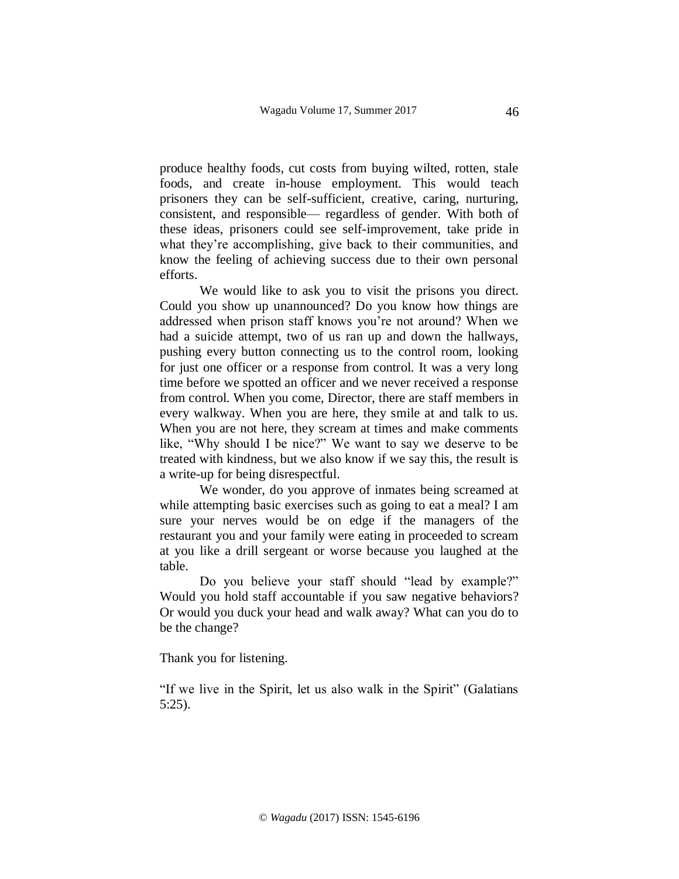produce healthy foods, cut costs from buying wilted, rotten, stale foods, and create in-house employment. This would teach prisoners they can be self-sufficient, creative, caring, nurturing, consistent, and responsible— regardless of gender. With both of these ideas, prisoners could see self-improvement, take pride in what they're accomplishing, give back to their communities, and know the feeling of achieving success due to their own personal efforts.

We would like to ask you to visit the prisons you direct. Could you show up unannounced? Do you know how things are addressed when prison staff knows you're not around? When we had a suicide attempt, two of us ran up and down the hallways, pushing every button connecting us to the control room, looking for just one officer or a response from control. It was a very long time before we spotted an officer and we never received a response from control. When you come, Director, there are staff members in every walkway. When you are here, they smile at and talk to us. When you are not here, they scream at times and make comments like, "Why should I be nice?" We want to say we deserve to be treated with kindness, but we also know if we say this, the result is a write-up for being disrespectful.

We wonder, do you approve of inmates being screamed at while attempting basic exercises such as going to eat a meal? I am sure your nerves would be on edge if the managers of the restaurant you and your family were eating in proceeded to scream at you like a drill sergeant or worse because you laughed at the table.

Do you believe your staff should "lead by example?" Would you hold staff accountable if you saw negative behaviors? Or would you duck your head and walk away? What can you do to be the change?

Thank you for listening.

"If we live in the Spirit, let us also walk in the Spirit" (Galatians 5:25).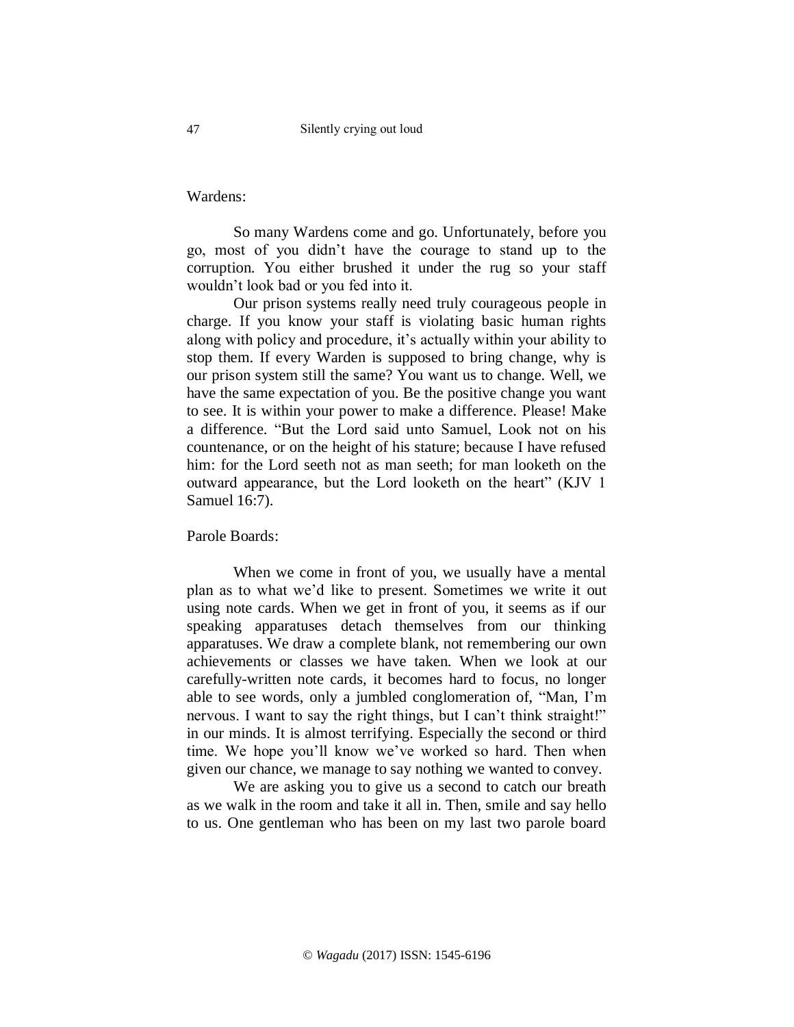Wardens:

So many Wardens come and go. Unfortunately, before you go, most of you didn't have the courage to stand up to the corruption. You either brushed it under the rug so your staff wouldn't look bad or you fed into it.

Our prison systems really need truly courageous people in charge. If you know your staff is violating basic human rights along with policy and procedure, it's actually within your ability to stop them. If every Warden is supposed to bring change, why is our prison system still the same? You want us to change. Well, we have the same expectation of you. Be the positive change you want to see. It is within your power to make a difference. Please! Make a difference. "But the Lord said unto Samuel, Look not on his countenance, or on the height of his stature; because I have refused him: for the Lord seeth not as man seeth; for man looketh on the outward appearance, but the Lord looketh on the heart" (KJV 1 Samuel 16:7).

Parole Boards:

When we come in front of you, we usually have a mental plan as to what we'd like to present. Sometimes we write it out using note cards. When we get in front of you, it seems as if our speaking apparatuses detach themselves from our thinking apparatuses. We draw a complete blank, not remembering our own achievements or classes we have taken. When we look at our carefully-written note cards, it becomes hard to focus, no longer able to see words, only a jumbled conglomeration of, "Man, I'm nervous. I want to say the right things, but I can't think straight!" in our minds. It is almost terrifying. Especially the second or third time. We hope you'll know we've worked so hard. Then when given our chance, we manage to say nothing we wanted to convey.

We are asking you to give us a second to catch our breath as we walk in the room and take it all in. Then, smile and say hello to us. One gentleman who has been on my last two parole board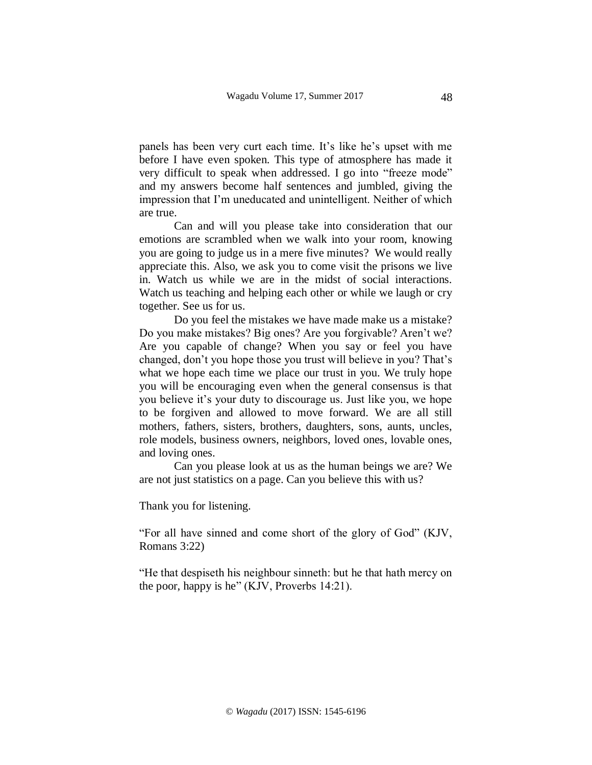panels has been very curt each time. It's like he's upset with me before I have even spoken. This type of atmosphere has made it very difficult to speak when addressed. I go into "freeze mode" and my answers become half sentences and jumbled, giving the impression that I'm uneducated and unintelligent. Neither of which are true.

Can and will you please take into consideration that our emotions are scrambled when we walk into your room, knowing you are going to judge us in a mere five minutes? We would really appreciate this. Also, we ask you to come visit the prisons we live in. Watch us while we are in the midst of social interactions. Watch us teaching and helping each other or while we laugh or cry together. See us for us.

Do you feel the mistakes we have made make us a mistake? Do you make mistakes? Big ones? Are you forgivable? Aren't we? Are you capable of change? When you say or feel you have changed, don't you hope those you trust will believe in you? That's what we hope each time we place our trust in you. We truly hope you will be encouraging even when the general consensus is that you believe it's your duty to discourage us. Just like you, we hope to be forgiven and allowed to move forward. We are all still mothers, fathers, sisters, brothers, daughters, sons, aunts, uncles, role models, business owners, neighbors, loved ones, lovable ones, and loving ones.

Can you please look at us as the human beings we are? We are not just statistics on a page. Can you believe this with us?

Thank you for listening.

"For all have sinned and come short of the glory of God" (KJV, Romans 3:22)

"He that despiseth his neighbour sinneth: but he that hath mercy on the poor, happy is he" (KJV, Proverbs 14:21).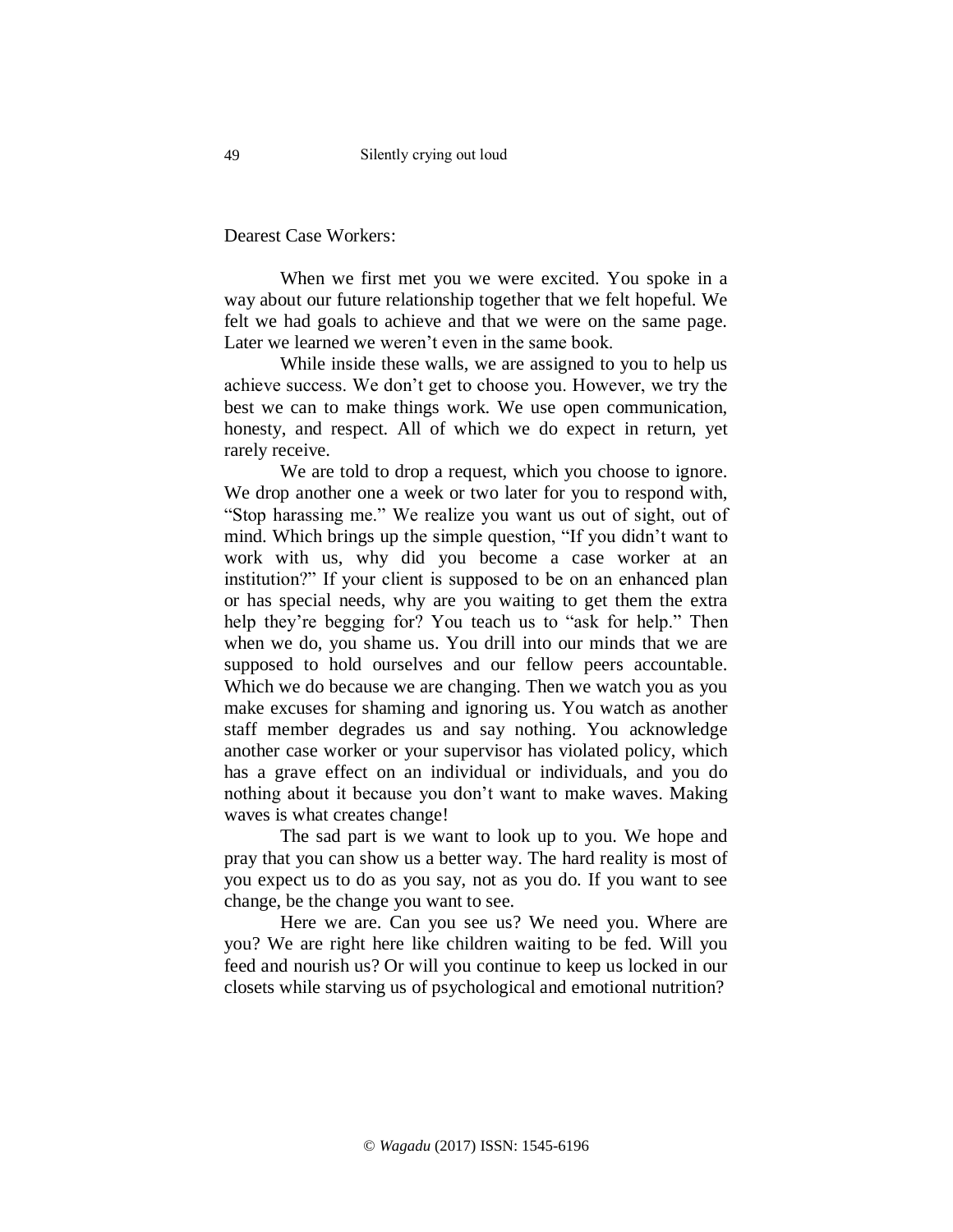Dearest Case Workers:

When we first met you we were excited. You spoke in a way about our future relationship together that we felt hopeful. We felt we had goals to achieve and that we were on the same page. Later we learned we weren't even in the same book.

While inside these walls, we are assigned to you to help us achieve success. We don't get to choose you. However, we try the best we can to make things work. We use open communication, honesty, and respect. All of which we do expect in return, yet rarely receive.

We are told to drop a request, which you choose to ignore. We drop another one a week or two later for you to respond with, "Stop harassing me." We realize you want us out of sight, out of mind. Which brings up the simple question, "If you didn't want to work with us, why did you become a case worker at an institution?" If your client is supposed to be on an enhanced plan or has special needs, why are you waiting to get them the extra help they're begging for? You teach us to "ask for help." Then when we do, you shame us. You drill into our minds that we are supposed to hold ourselves and our fellow peers accountable. Which we do because we are changing. Then we watch you as you make excuses for shaming and ignoring us. You watch as another staff member degrades us and say nothing. You acknowledge another case worker or your supervisor has violated policy, which has a grave effect on an individual or individuals, and you do nothing about it because you don't want to make waves. Making waves is what creates change!

The sad part is we want to look up to you. We hope and pray that you can show us a better way. The hard reality is most of you expect us to do as you say, not as you do. If you want to see change, be the change you want to see.

Here we are. Can you see us? We need you. Where are you? We are right here like children waiting to be fed. Will you feed and nourish us? Or will you continue to keep us locked in our closets while starving us of psychological and emotional nutrition?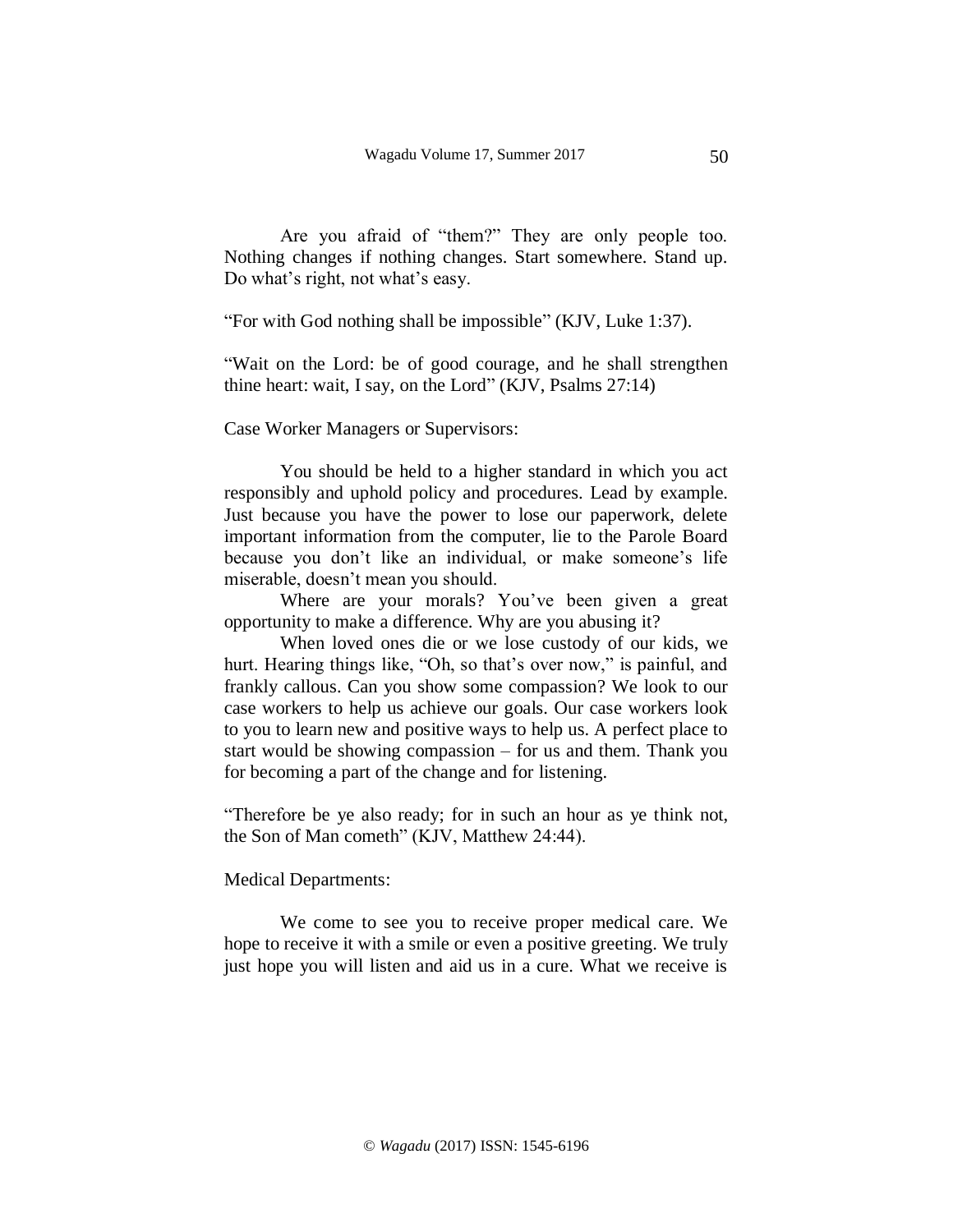Are you afraid of "them?" They are only people too. Nothing changes if nothing changes. Start somewhere. Stand up. Do what's right, not what's easy.

"For with God nothing shall be impossible" (KJV, Luke 1:37).

"Wait on the Lord: be of good courage, and he shall strengthen thine heart: wait, I say, on the Lord" (KJV, Psalms 27:14)

Case Worker Managers or Supervisors:

You should be held to a higher standard in which you act responsibly and uphold policy and procedures. Lead by example. Just because you have the power to lose our paperwork, delete important information from the computer, lie to the Parole Board because you don't like an individual, or make someone's life miserable, doesn't mean you should.

Where are your morals? You've been given a great opportunity to make a difference. Why are you abusing it?

When loved ones die or we lose custody of our kids, we hurt. Hearing things like, "Oh, so that's over now," is painful, and frankly callous. Can you show some compassion? We look to our case workers to help us achieve our goals. Our case workers look to you to learn new and positive ways to help us. A perfect place to start would be showing compassion – for us and them. Thank you for becoming a part of the change and for listening.

"Therefore be ye also ready; for in such an hour as ye think not, the Son of Man cometh" (KJV, Matthew 24:44).

Medical Departments:

We come to see you to receive proper medical care. We hope to receive it with a smile or even a positive greeting. We truly just hope you will listen and aid us in a cure. What we receive is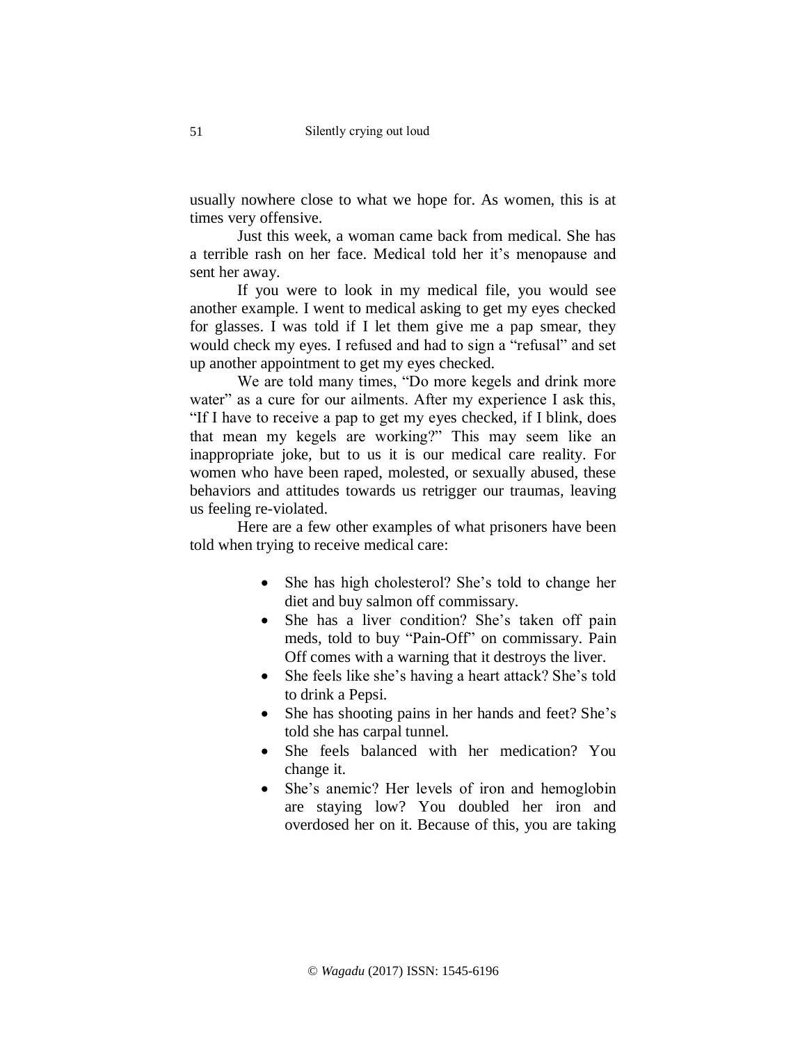usually nowhere close to what we hope for. As women, this is at times very offensive.

Just this week, a woman came back from medical. She has a terrible rash on her face. Medical told her it's menopause and sent her away.

If you were to look in my medical file, you would see another example. I went to medical asking to get my eyes checked for glasses. I was told if I let them give me a pap smear, they would check my eyes. I refused and had to sign a "refusal" and set up another appointment to get my eyes checked.

We are told many times, "Do more kegels and drink more water" as a cure for our ailments. After my experience I ask this, "If I have to receive a pap to get my eyes checked, if I blink, does that mean my kegels are working?" This may seem like an inappropriate joke, but to us it is our medical care reality. For women who have been raped, molested, or sexually abused, these behaviors and attitudes towards us retrigger our traumas, leaving us feeling re-violated.

Here are a few other examples of what prisoners have been told when trying to receive medical care:

- She has high cholesterol? She's told to change her diet and buy salmon off commissary.
- She has a liver condition? She's taken off pain meds, told to buy "Pain-Off" on commissary. Pain Off comes with a warning that it destroys the liver.
- She feels like she's having a heart attack? She's told to drink a Pepsi.
- She has shooting pains in her hands and feet? She's told she has carpal tunnel.
- She feels balanced with her medication? You change it.
- She's anemic? Her levels of iron and hemoglobin are staying low? You doubled her iron and overdosed her on it. Because of this, you are taking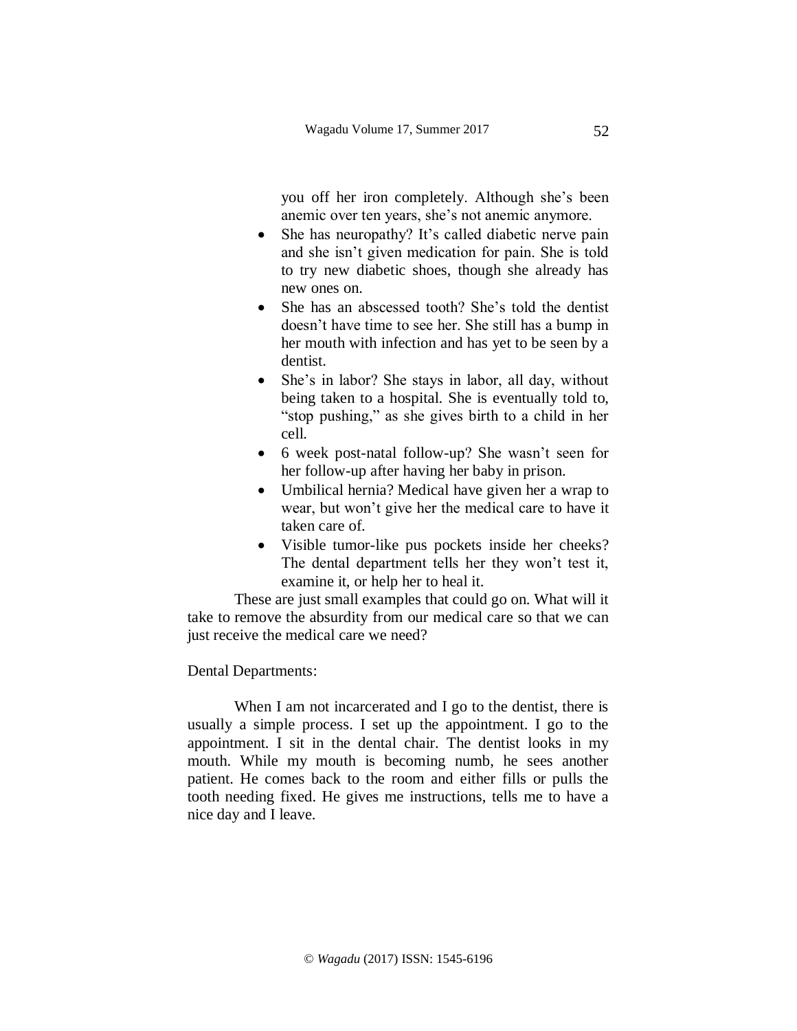you off her iron completely. Although she's been anemic over ten years, she's not anemic anymore.

- She has neuropathy? It's called diabetic nerve pain and she isn't given medication for pain. She is told to try new diabetic shoes, though she already has new ones on.
- She has an abscessed tooth? She's told the dentist doesn't have time to see her. She still has a bump in her mouth with infection and has yet to be seen by a dentist.
- She's in labor? She stays in labor, all day, without being taken to a hospital. She is eventually told to, "stop pushing," as she gives birth to a child in her cell.
- 6 week post-natal follow-up? She wasn't seen for her follow-up after having her baby in prison.
- Umbilical hernia? Medical have given her a wrap to wear, but won't give her the medical care to have it taken care of.
- Visible tumor-like pus pockets inside her cheeks? The dental department tells her they won't test it, examine it, or help her to heal it.

These are just small examples that could go on. What will it take to remove the absurdity from our medical care so that we can just receive the medical care we need?

Dental Departments:

When I am not incarcerated and I go to the dentist, there is usually a simple process. I set up the appointment. I go to the appointment. I sit in the dental chair. The dentist looks in my mouth. While my mouth is becoming numb, he sees another patient. He comes back to the room and either fills or pulls the tooth needing fixed. He gives me instructions, tells me to have a nice day and I leave.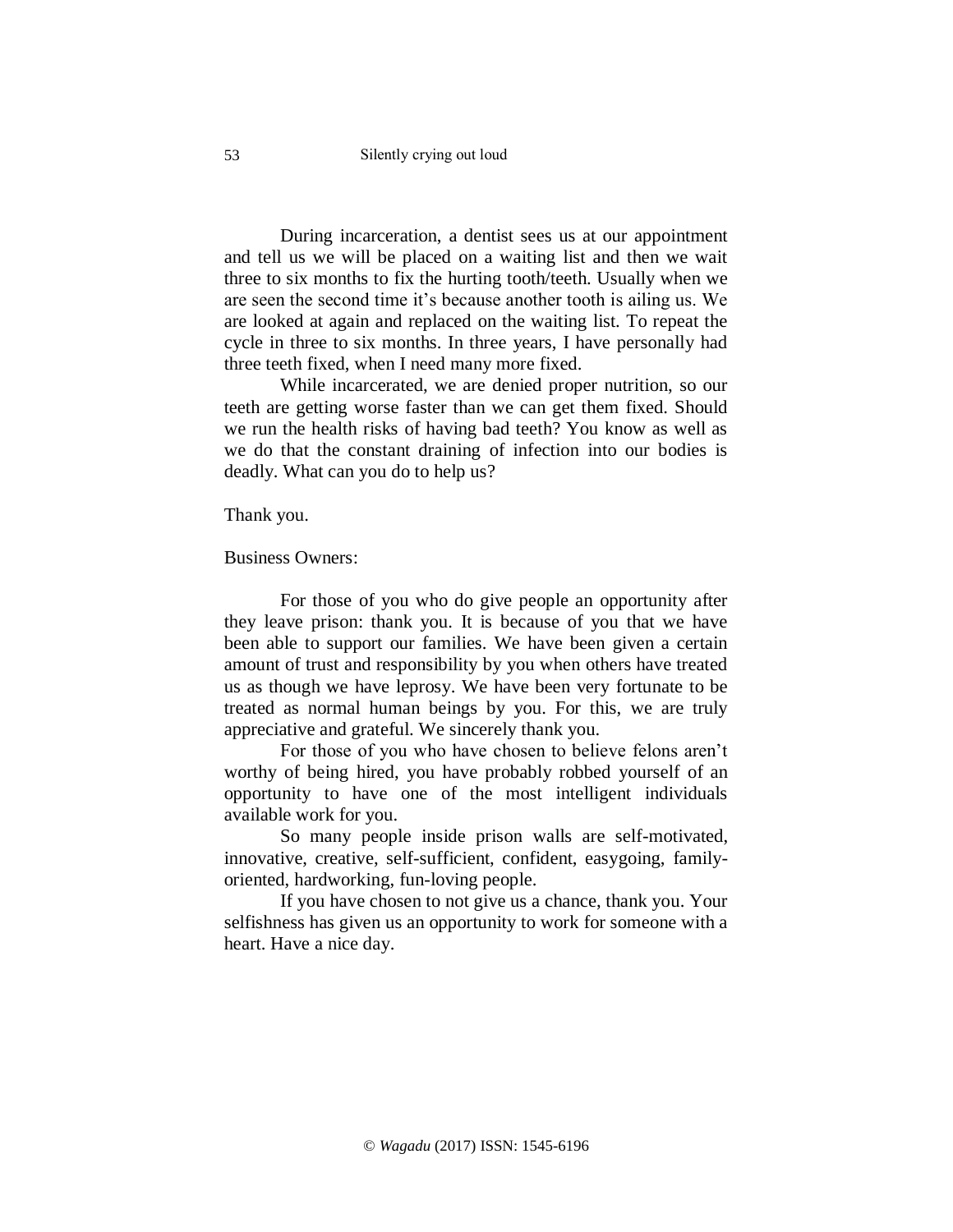During incarceration, a dentist sees us at our appointment and tell us we will be placed on a waiting list and then we wait three to six months to fix the hurting tooth/teeth. Usually when we are seen the second time it's because another tooth is ailing us. We are looked at again and replaced on the waiting list. To repeat the cycle in three to six months. In three years, I have personally had three teeth fixed, when I need many more fixed.

While incarcerated, we are denied proper nutrition, so our teeth are getting worse faster than we can get them fixed. Should we run the health risks of having bad teeth? You know as well as we do that the constant draining of infection into our bodies is deadly. What can you do to help us?

Thank you.

Business Owners:

For those of you who do give people an opportunity after they leave prison: thank you. It is because of you that we have been able to support our families. We have been given a certain amount of trust and responsibility by you when others have treated us as though we have leprosy. We have been very fortunate to be treated as normal human beings by you. For this, we are truly appreciative and grateful. We sincerely thank you.

For those of you who have chosen to believe felons aren't worthy of being hired, you have probably robbed yourself of an opportunity to have one of the most intelligent individuals available work for you.

So many people inside prison walls are self-motivated, innovative, creative, self-sufficient, confident, easygoing, family-oriented, hardworking, fun-loving people.

If you have chosen to not give us a chance, thank you. Your selfishness has given us an opportunity to work for someone with a heart. Have a nice day.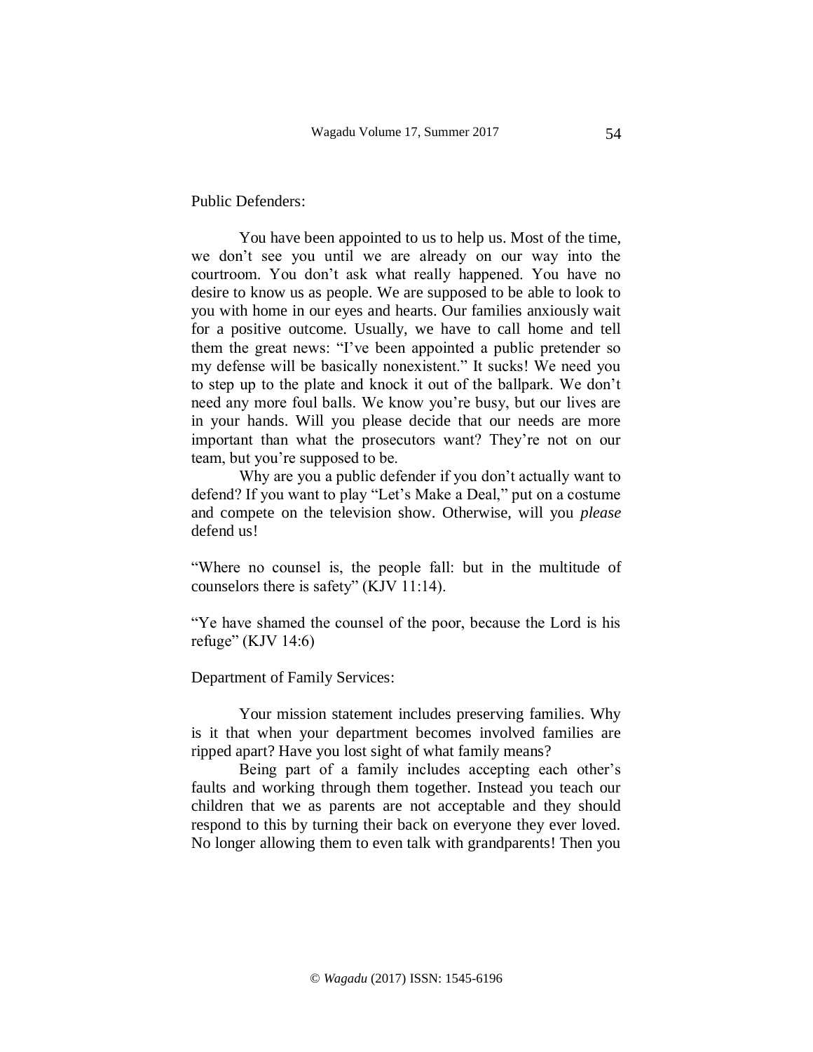Public Defenders:

You have been appointed to us to help us. Most of the time, we don't see you until we are already on our way into the courtroom. You don't ask what really happened. You have no desire to know us as people. We are supposed to be able to look to you with home in our eyes and hearts. Our families anxiously wait for a positive outcome. Usually, we have to call home and tell them the great news: "I've been appointed a public pretender so my defense will be basically nonexistent." It sucks! We need you to step up to the plate and knock it out of the ballpark. We don't need any more foul balls. We know you're busy, but our lives are in your hands. Will you please decide that our needs are more important than what the prosecutors want? They're not on our team, but you're supposed to be.

Why are you a public defender if you don't actually want to defend? If you want to play "Let's Make a Deal," put on a costume and compete on the television show. Otherwise, will you *please* defend us!

"Where no counsel is, the people fall: but in the multitude of counselors there is safety" (KJV 11:14).

"Ye have shamed the counsel of the poor, because the Lord is his refuge" (KJV 14:6)

Department of Family Services:

Your mission statement includes preserving families. Why is it that when your department becomes involved families are ripped apart? Have you lost sight of what family means?

Being part of a family includes accepting each other's faults and working through them together. Instead you teach our children that we as parents are not acceptable and they should respond to this by turning their back on everyone they ever loved. No longer allowing them to even talk with grandparents! Then you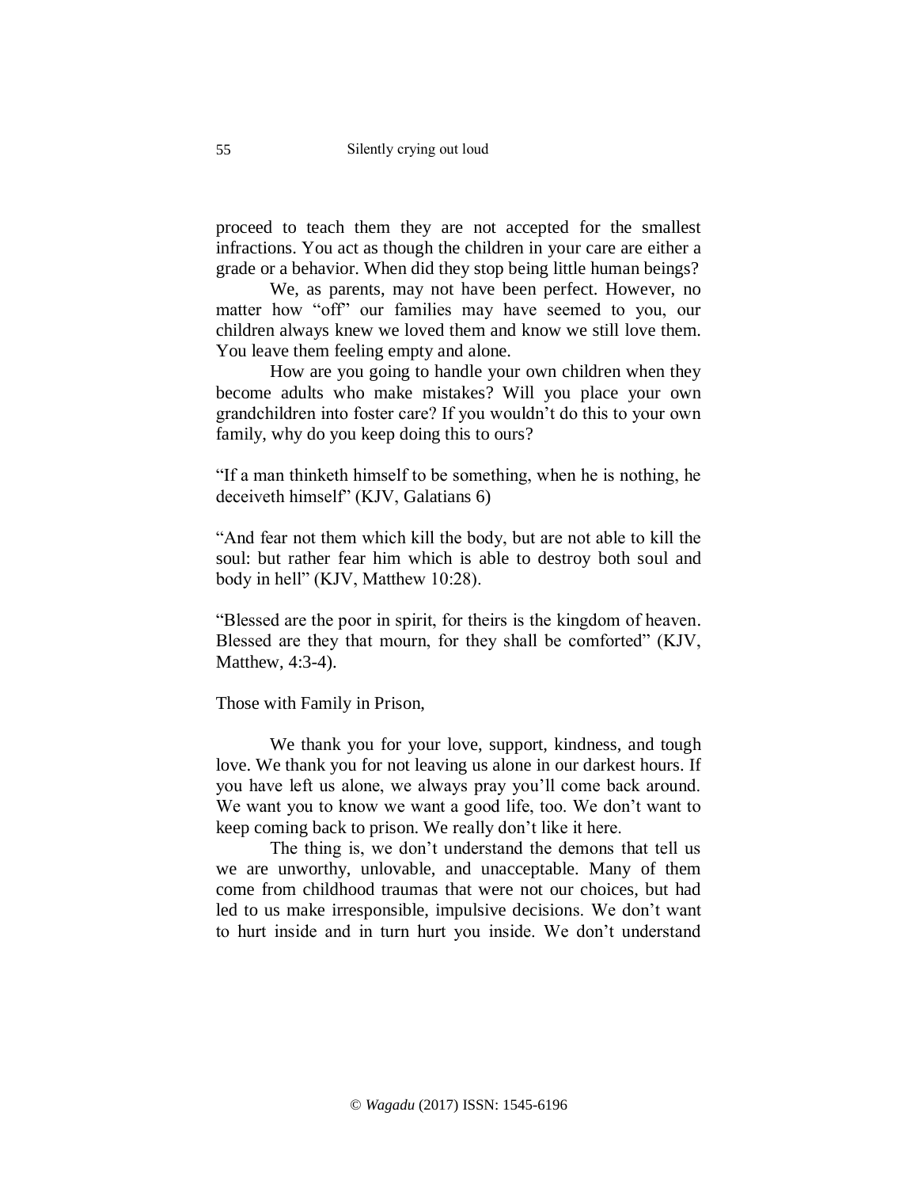proceed to teach them they are not accepted for the smallest infractions. You act as though the children in your care are either a grade or a behavior. When did they stop being little human beings?

We, as parents, may not have been perfect. However, no matter how "off" our families may have seemed to you, our children always knew we loved them and know we still love them. You leave them feeling empty and alone.

How are you going to handle your own children when they become adults who make mistakes? Will you place your own grandchildren into foster care? If you wouldn't do this to your own family, why do you keep doing this to ours?

"If a man thinketh himself to be something, when he is nothing, he deceiveth himself" (KJV, Galatians 6)

"And fear not them which kill the body, but are not able to kill the soul: but rather fear him which is able to destroy both soul and body in hell" (KJV, Matthew 10:28).

"Blessed are the poor in spirit, for theirs is the kingdom of heaven. Blessed are they that mourn, for they shall be comforted" (KJV, Matthew, 4:3-4).

Those with Family in Prison,

We thank you for your love, support, kindness, and tough love. We thank you for not leaving us alone in our darkest hours. If you have left us alone, we always pray you'll come back around. We want you to know we want a good life, too. We don't want to keep coming back to prison. We really don't like it here.

The thing is, we don't understand the demons that tell us we are unworthy, unlovable, and unacceptable. Many of them come from childhood traumas that were not our choices, but had led to us make irresponsible, impulsive decisions. We don't want to hurt inside and in turn hurt you inside. We don't understand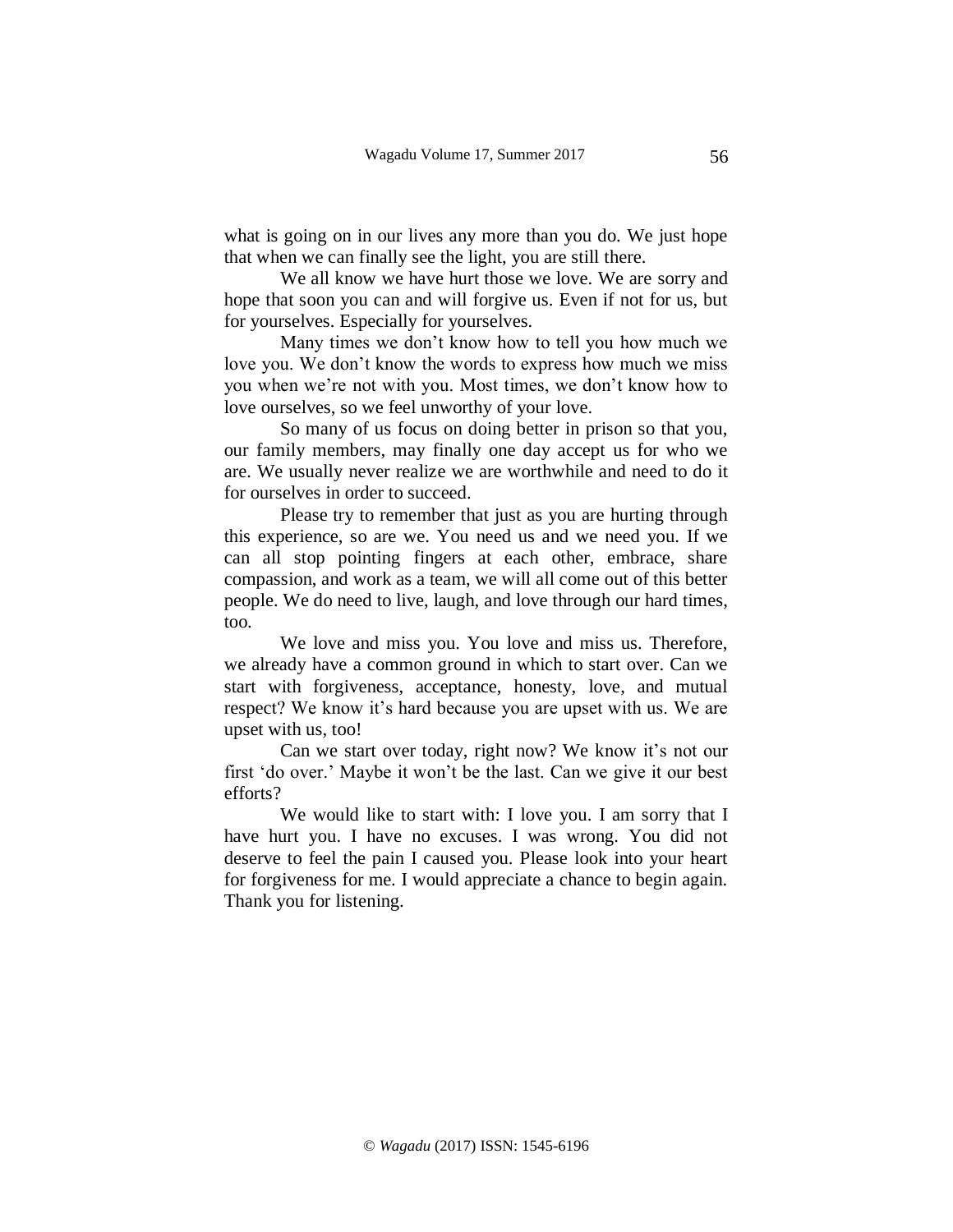what is going on in our lives any more than you do. We just hope that when we can finally see the light, you are still there.

We all know we have hurt those we love. We are sorry and hope that soon you can and will forgive us. Even if not for us, but for yourselves. Especially for yourselves.

Many times we don't know how to tell you how much we love you. We don't know the words to express how much we miss you when we're not with you. Most times, we don't know how to love ourselves, so we feel unworthy of your love.

So many of us focus on doing better in prison so that you, our family members, may finally one day accept us for who we are. We usually never realize we are worthwhile and need to do it for ourselves in order to succeed.

Please try to remember that just as you are hurting through this experience, so are we. You need us and we need you. If we can all stop pointing fingers at each other, embrace, share compassion, and work as a team, we will all come out of this better people. We do need to live, laugh, and love through our hard times, too.

We love and miss you. You love and miss us. Therefore, we already have a common ground in which to start over. Can we start with forgiveness, acceptance, honesty, love, and mutual respect? We know it's hard because you are upset with us. We are upset with us, too!

Can we start over today, right now? We know it's not our first 'do over.' Maybe it won't be the last. Can we give it our best efforts?

We would like to start with: I love you. I am sorry that I have hurt you. I have no excuses. I was wrong. You did not deserve to feel the pain I caused you. Please look into your heart for forgiveness for me. I would appreciate a chance to begin again. Thank you for listening.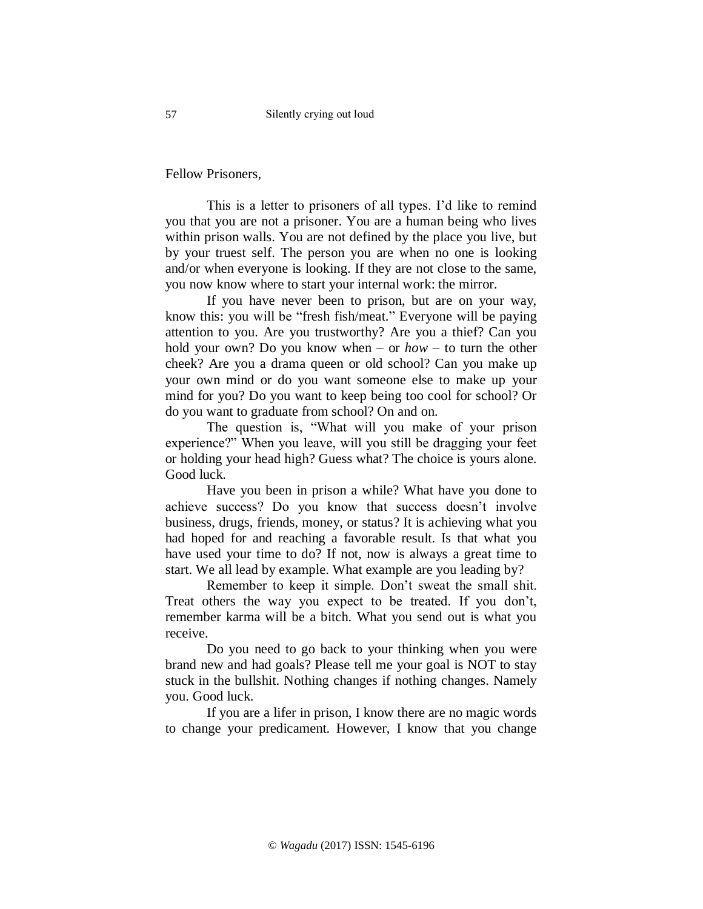Fellow Prisoners,

This is a letter to prisoners of all types. I'd like to remind you that you are not a prisoner. You are a human being who lives within prison walls. You are not defined by the place you live, but by your truest self. The person you are when no one is looking and/or when everyone is looking. If they are not close to the same, you now know where to start your internal work: the mirror.

If you have never been to prison, but are on your way, know this: you will be "fresh fish/meat." Everyone will be paying attention to you. Are you trustworthy? Are you a thief? Can you hold your own? Do you know when – or *how* – to turn the other cheek? Are you a drama queen or old school? Can you make up your own mind or do you want someone else to make up your mind for you? Do you want to keep being too cool for school? Or do you want to graduate from school? On and on.

The question is, "What will you make of your prison experience?" When you leave, will you still be dragging your feet or holding your head high? Guess what? The choice is yours alone. Good luck.

Have you been in prison a while? What have you done to achieve success? Do you know that success doesn't involve business, drugs, friends, money, or status? It is achieving what you had hoped for and reaching a favorable result. Is that what you have used your time to do? If not, now is always a great time to start. We all lead by example. What example are you leading by?

Remember to keep it simple. Don't sweat the small shit. Treat others the way you expect to be treated. If you don't, remember karma will be a bitch. What you send out is what you receive.

Do you need to go back to your thinking when you were brand new and had goals? Please tell me your goal is NOT to stay stuck in the bullshit. Nothing changes if nothing changes. Namely you. Good luck.

If you are a lifer in prison, I know there are no magic words to change your predicament. However, I know that you change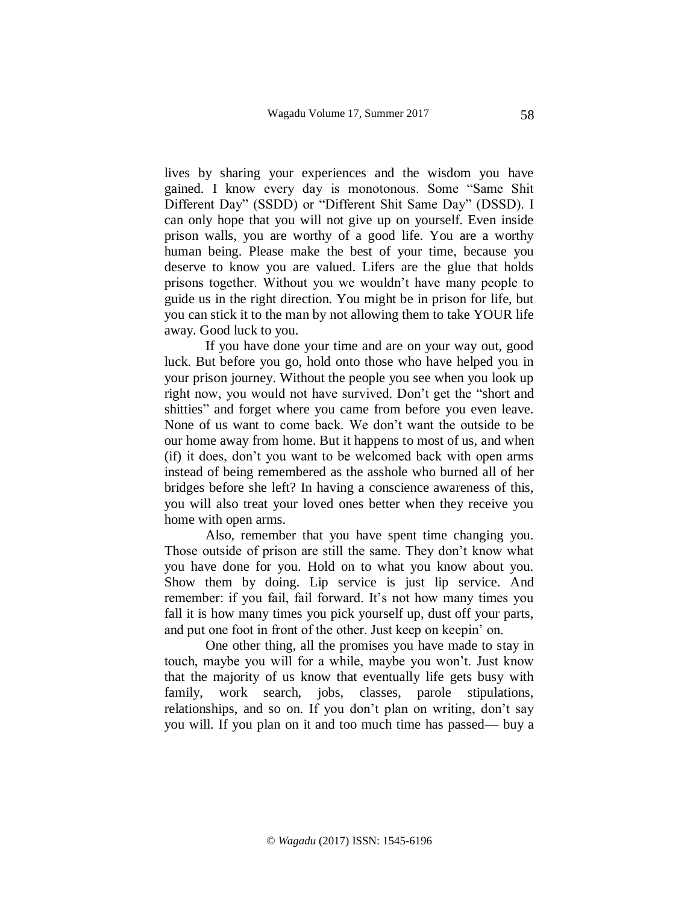lives by sharing your experiences and the wisdom you have gained. I know every day is monotonous. Some "Same Shit Different Day" (SSDD) or "Different Shit Same Day" (DSSD). I can only hope that you will not give up on yourself. Even inside prison walls, you are worthy of a good life. You are a worthy human being. Please make the best of your time, because you deserve to know you are valued. Lifers are the glue that holds prisons together. Without you we wouldn't have many people to guide us in the right direction. You might be in prison for life, but you can stick it to the man by not allowing them to take YOUR life away. Good luck to you.

If you have done your time and are on your way out, good luck. But before you go, hold onto those who have helped you in your prison journey. Without the people you see when you look up right now, you would not have survived. Don't get the "short and shitties" and forget where you came from before you even leave. None of us want to come back. We don't want the outside to be our home away from home. But it happens to most of us, and when (if) it does, don't you want to be welcomed back with open arms instead of being remembered as the asshole who burned all of her bridges before she left? In having a conscience awareness of this, you will also treat your loved ones better when they receive you home with open arms.

Also, remember that you have spent time changing you. Those outside of prison are still the same. They don't know what you have done for you. Hold on to what you know about you. Show them by doing. Lip service is just lip service. And remember: if you fail, fail forward. It's not how many times you fall it is how many times you pick yourself up, dust off your parts, and put one foot in front of the other. Just keep on keepin' on.

One other thing, all the promises you have made to stay in touch, maybe you will for a while, maybe you won't. Just know that the majority of us know that eventually life gets busy with family, work search, jobs, classes, parole stipulations, relationships, and so on. If you don't plan on writing, don't say you will. If you plan on it and too much time has passed— buy a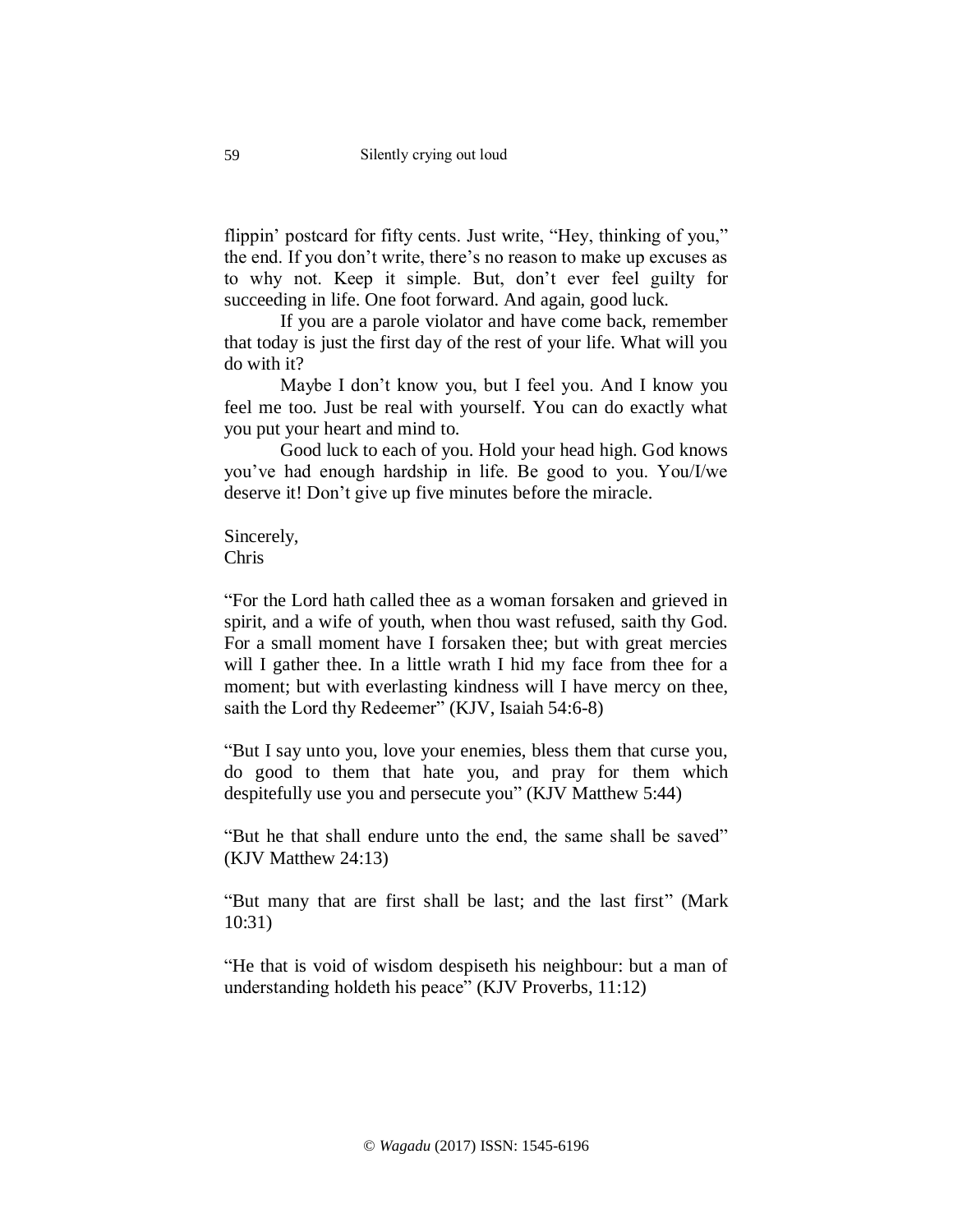flippin' postcard for fifty cents. Just write, "Hey, thinking of you," the end. If you don't write, there's no reason to make up excuses as to why not. Keep it simple. But, don't ever feel guilty for succeeding in life. One foot forward. And again, good luck.

If you are a parole violator and have come back, remember that today is just the first day of the rest of your life. What will you do with it?

Maybe I don't know you, but I feel you. And I know you feel me too. Just be real with yourself. You can do exactly what you put your heart and mind to.

Good luck to each of you. Hold your head high. God knows you've had enough hardship in life. Be good to you. You/I/we deserve it! Don't give up five minutes before the miracle.

Sincerely,
Chris

"For the Lord hath called thee as a woman forsaken and grieved in spirit, and a wife of youth, when thou wast refused, saith thy God. For a small moment have I forsaken thee; but with great mercies will I gather thee. In a little wrath I hid my face from thee for a moment; but with everlasting kindness will I have mercy on thee, saith the Lord thy Redeemer" (KJV, Isaiah 54:6-8)

"But I say unto you, love your enemies, bless them that curse you, do good to them that hate you, and pray for them which despitefully use you and persecute you" (KJV Matthew 5:44)

"But he that shall endure unto the end, the same shall be saved" (KJV Matthew 24:13)

"But many that are first shall be last; and the last first" (Mark 10:31)

"He that is void of wisdom despiseth his neighbour: but a man of understanding holdeth his peace" (KJV Proverbs, 11:12)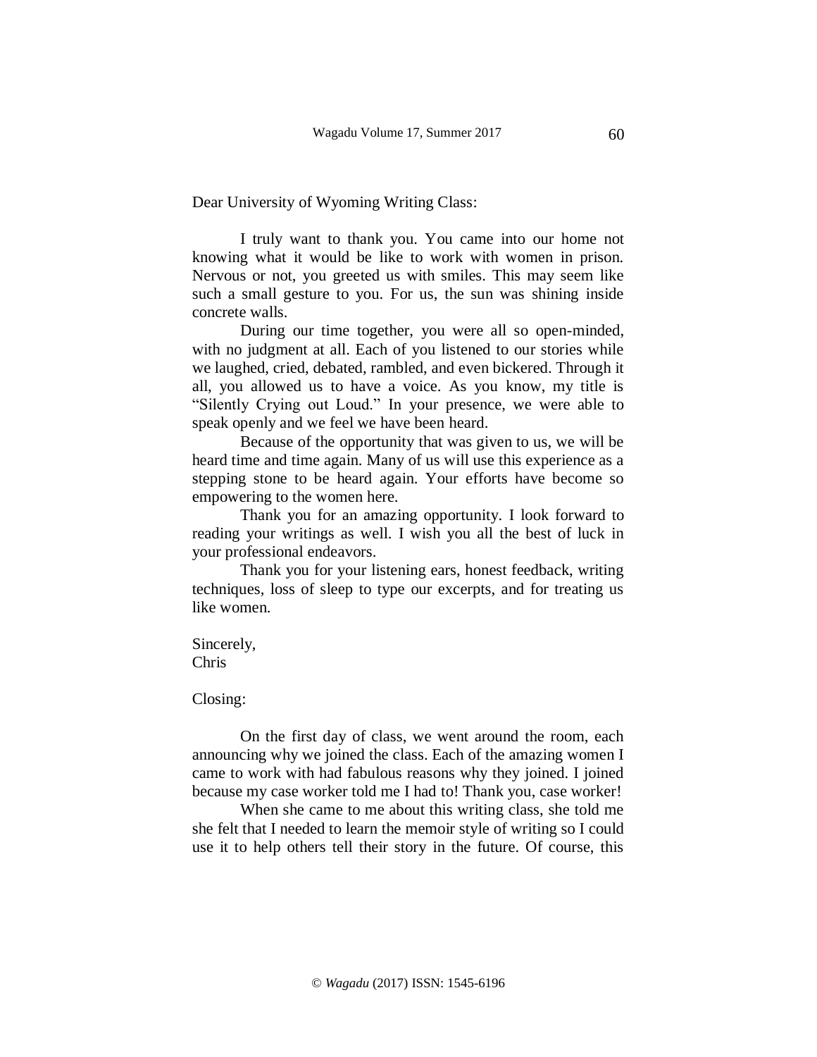Dear University of Wyoming Writing Class:

I truly want to thank you. You came into our home not knowing what it would be like to work with women in prison. Nervous or not, you greeted us with smiles. This may seem like such a small gesture to you. For us, the sun was shining inside concrete walls.

During our time together, you were all so open-minded, with no judgment at all. Each of you listened to our stories while we laughed, cried, debated, rambled, and even bickered. Through it all, you allowed us to have a voice. As you know, my title is "Silently Crying out Loud." In your presence, we were able to speak openly and we feel we have been heard.

Because of the opportunity that was given to us, we will be heard time and time again. Many of us will use this experience as a stepping stone to be heard again. Your efforts have become so empowering to the women here.

Thank you for an amazing opportunity. I look forward to reading your writings as well. I wish you all the best of luck in your professional endeavors.

Thank you for your listening ears, honest feedback, writing techniques, loss of sleep to type our excerpts, and for treating us like women.

Sincerely,
Chris

Closing:

On the first day of class, we went around the room, each announcing why we joined the class. Each of the amazing women I came to work with had fabulous reasons why they joined. I joined because my case worker told me I had to! Thank you, case worker!

When she came to me about this writing class, she told me she felt that I needed to learn the memoir style of writing so I could use it to help others tell their story in the future. Of course, this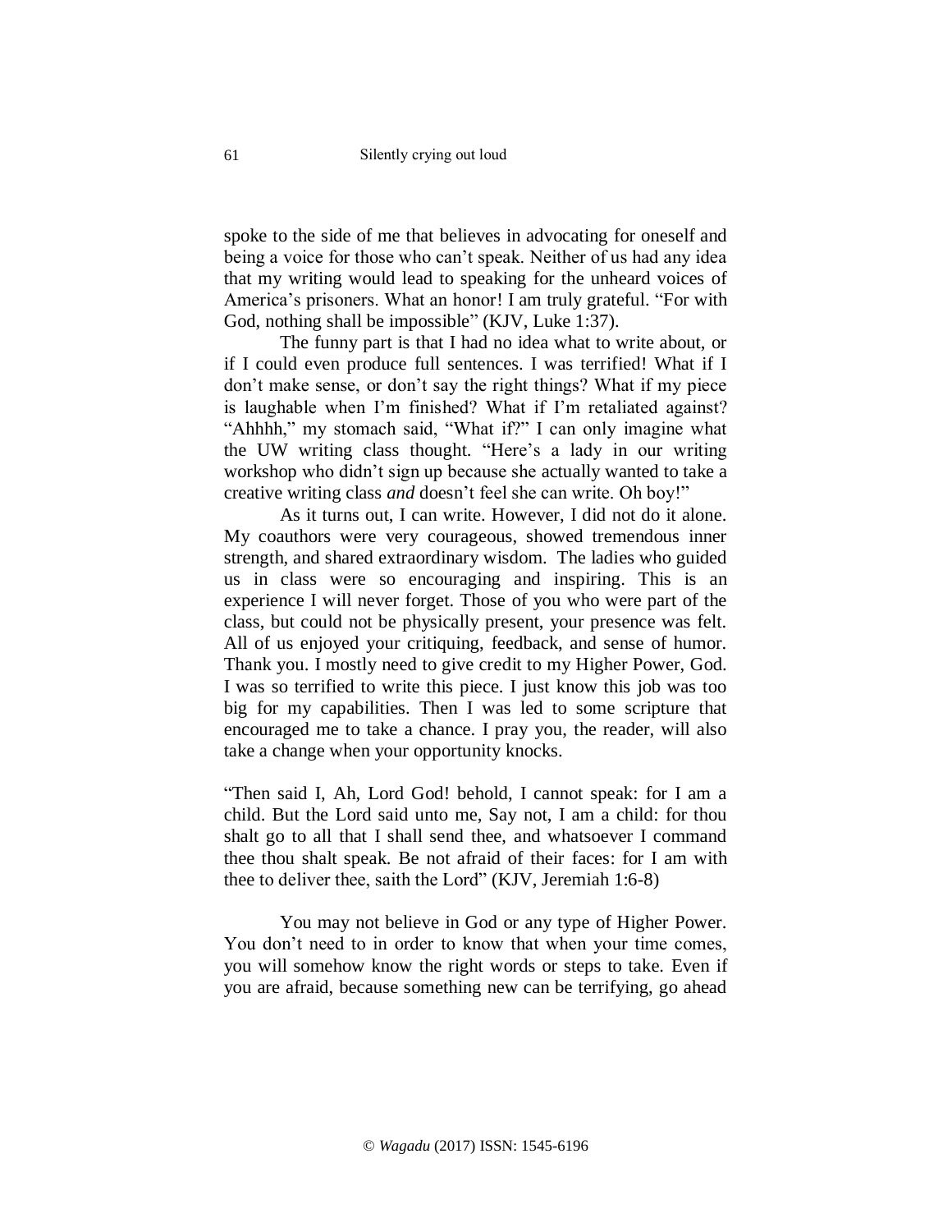spoke to the side of me that believes in advocating for oneself and being a voice for those who can't speak. Neither of us had any idea that my writing would lead to speaking for the unheard voices of America's prisoners. What an honor! I am truly grateful. "For with God, nothing shall be impossible" (KJV, Luke 1:37).

The funny part is that I had no idea what to write about, or if I could even produce full sentences. I was terrified! What if I don't make sense, or don't say the right things? What if my piece is laughable when I'm finished? What if I'm retaliated against? "Ahhhh," my stomach said, "What if?" I can only imagine what the UW writing class thought. "Here's a lady in our writing workshop who didn't sign up because she actually wanted to take a creative writing class *and* doesn't feel she can write. Oh boy!"

As it turns out, I can write. However, I did not do it alone. My coauthors were very courageous, showed tremendous inner strength, and shared extraordinary wisdom. The ladies who guided us in class were so encouraging and inspiring. This is an experience I will never forget. Those of you who were part of the class, but could not be physically present, your presence was felt. All of us enjoyed your critiquing, feedback, and sense of humor. Thank you. I mostly need to give credit to my Higher Power, God. I was so terrified to write this piece. I just know this job was too big for my capabilities. Then I was led to some scripture that encouraged me to take a chance. I pray you, the reader, will also take a change when your opportunity knocks.

"Then said I, Ah, Lord God! behold, I cannot speak: for I am a child. But the Lord said unto me, Say not, I am a child: for thou shalt go to all that I shall send thee, and whatsoever I command thee thou shalt speak. Be not afraid of their faces: for I am with thee to deliver thee, saith the Lord" (KJV, Jeremiah 1:6-8)

You may not believe in God or any type of Higher Power. You don't need to in order to know that when your time comes, you will somehow know the right words or steps to take. Even if you are afraid, because something new can be terrifying, go ahead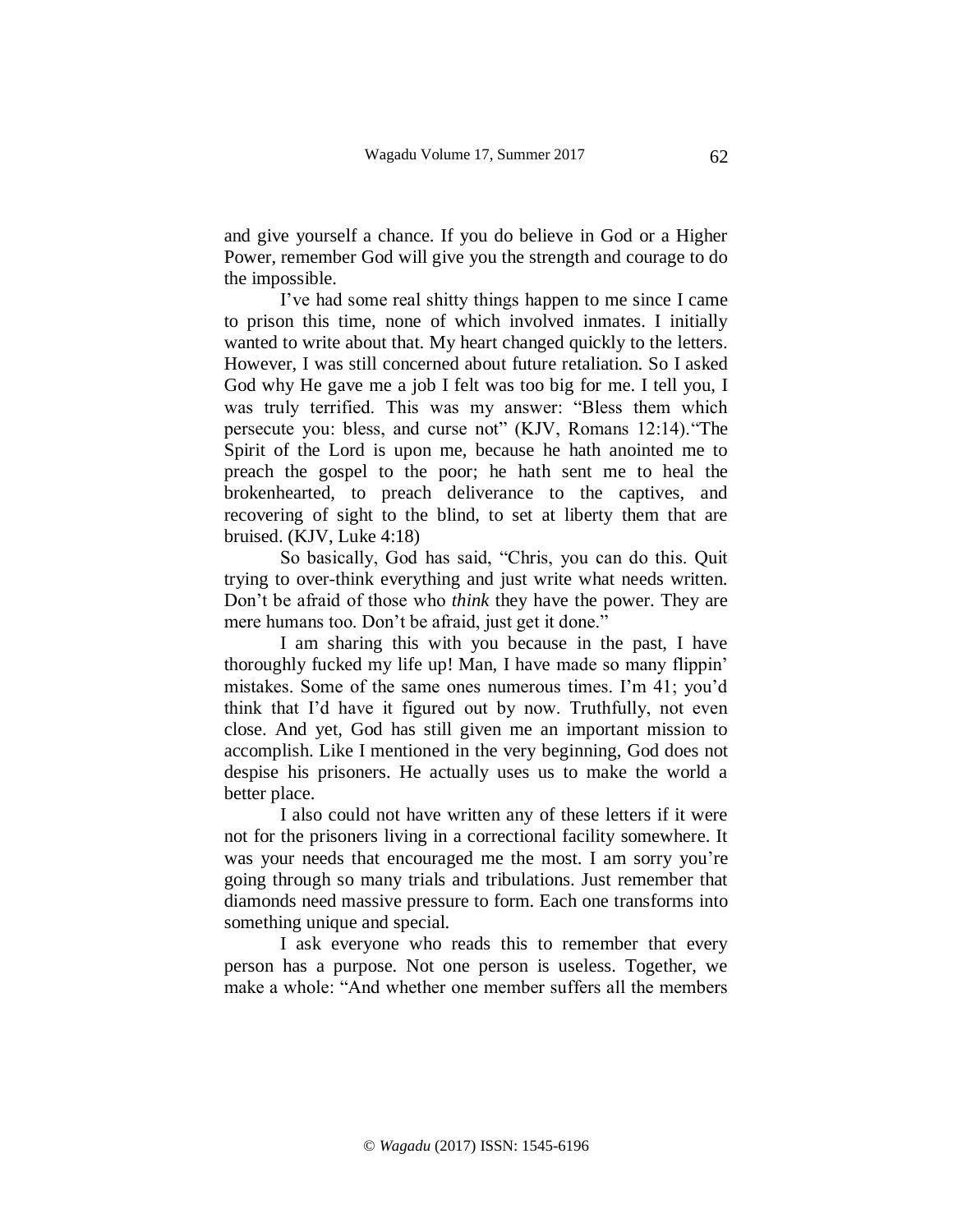and give yourself a chance. If you do believe in God or a Higher Power, remember God will give you the strength and courage to do the impossible.

I've had some real shitty things happen to me since I came to prison this time, none of which involved inmates. I initially wanted to write about that. My heart changed quickly to the letters. However, I was still concerned about future retaliation. So I asked God why He gave me a job I felt was too big for me. I tell you, I was truly terrified. This was my answer: "Bless them which persecute you: bless, and curse not" (KJV, Romans 12:14)."The Spirit of the Lord is upon me, because he hath anointed me to preach the gospel to the poor; he hath sent me to heal the brokenhearted, to preach deliverance to the captives, and recovering of sight to the blind, to set at liberty them that are bruised. (KJV, Luke 4:18)

So basically, God has said, "Chris, you can do this. Quit trying to over-think everything and just write what needs written. Don't be afraid of those who *think* they have the power. They are mere humans too. Don't be afraid, just get it done."

I am sharing this with you because in the past, I have thoroughly fucked my life up! Man, I have made so many flippin' mistakes. Some of the same ones numerous times. I'm 41; you'd think that I'd have it figured out by now. Truthfully, not even close. And yet, God has still given me an important mission to accomplish. Like I mentioned in the very beginning, God does not despise his prisoners. He actually uses us to make the world a better place.

I also could not have written any of these letters if it were not for the prisoners living in a correctional facility somewhere. It was your needs that encouraged me the most. I am sorry you're going through so many trials and tribulations. Just remember that diamonds need massive pressure to form. Each one transforms into something unique and special.

I ask everyone who reads this to remember that every person has a purpose. Not one person is useless. Together, we make a whole: "And whether one member suffers all the members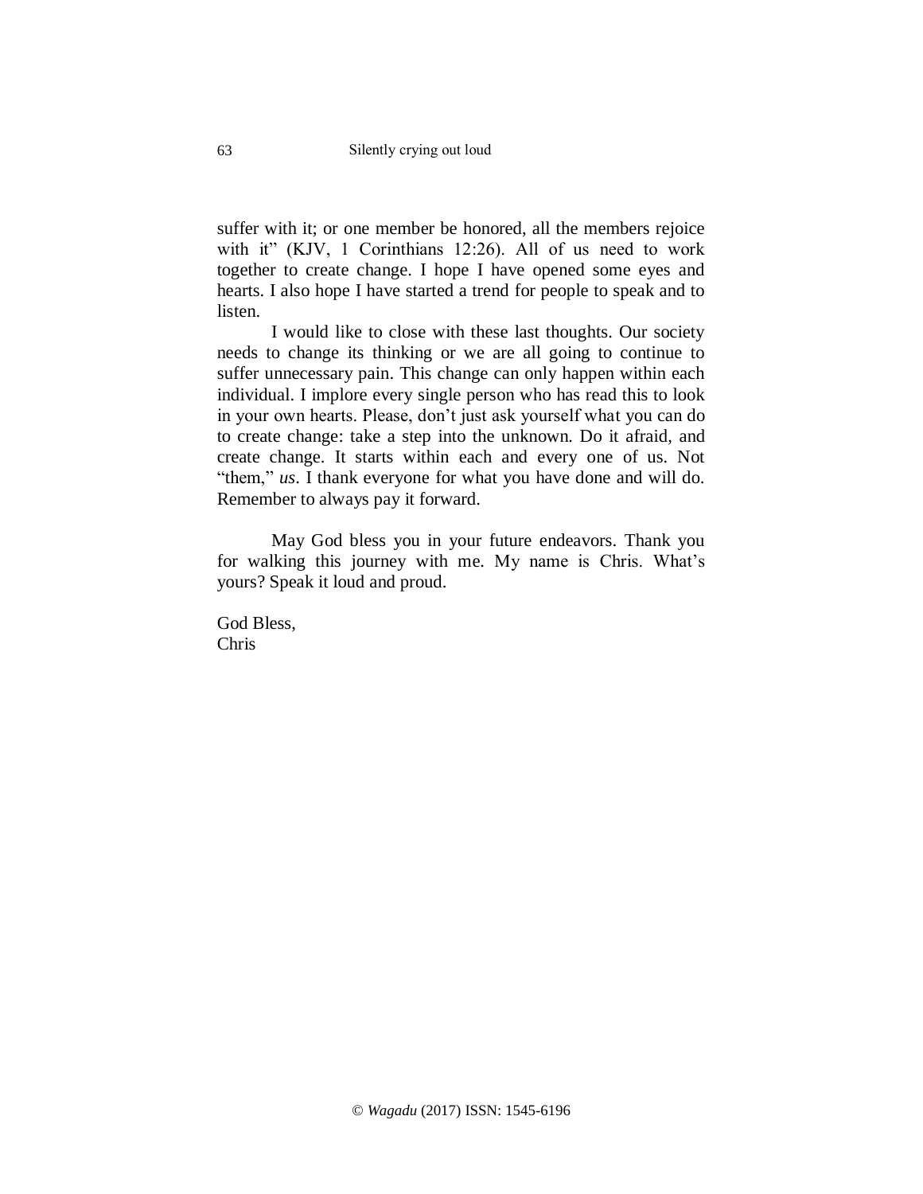suffer with it; or one member be honored, all the members rejoice with it" (KJV, 1 Corinthians 12:26). All of us need to work together to create change. I hope I have opened some eyes and hearts. I also hope I have started a trend for people to speak and to listen.

I would like to close with these last thoughts. Our society needs to change its thinking or we are all going to continue to suffer unnecessary pain. This change can only happen within each individual. I implore every single person who has read this to look in your own hearts. Please, don't just ask yourself what you can do to create change: take a step into the unknown. Do it afraid, and create change. It starts within each and every one of us. Not "them," *us*. I thank everyone for what you have done and will do. Remember to always pay it forward.

May God bless you in your future endeavors. Thank you for walking this journey with me. My name is Chris. What's yours? Speak it loud and proud.

God Bless,
Chris